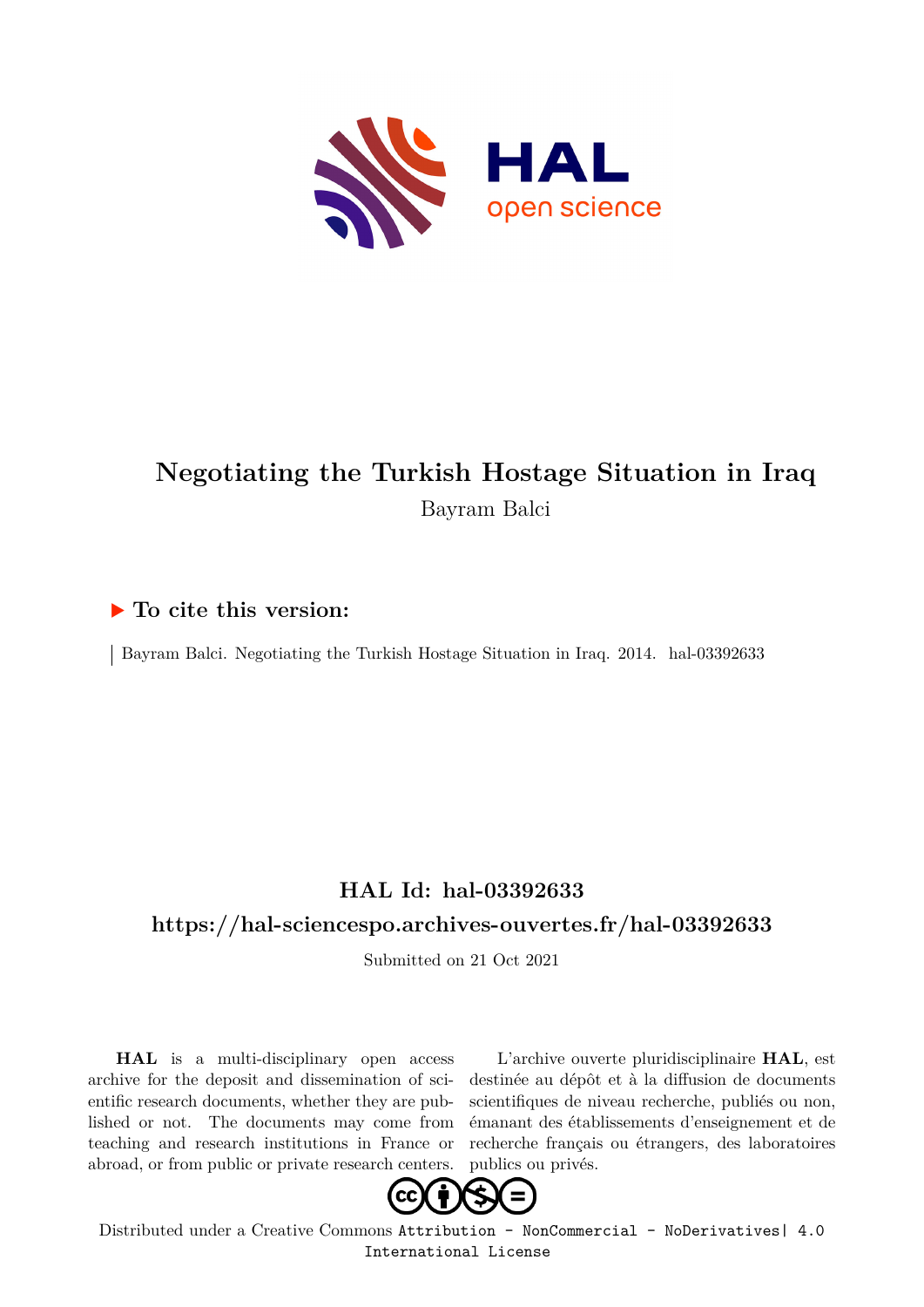# Negotiating the Turkish Hostage Situation in Iraq

Bayram Balci

### ▶ To cite this version:

Bayram Balci. Negotiating the Turkish Hostage Situation in Iraq. 2014. hal-03392633

## HAL Id: hal-03392633

## https://hal-sciencespo.archives-ouvertes.fr/hal-03392633

Submitted on 21 Oct 2021

**HAL** is a multi-disciplinary open access archive for the deposit and dissemination of scientific research documents, whether they are published or not. The documents may come from teaching and research institutions in France or abroad, or from public or private research centers.

L'archive ouverte pluridisciplinaire **HAL**, est destinée au dépôt et à la diffusion de documents scientifiques de niveau recherche, publiés ou non, émanant des établissements d'enseignement et de recherche français ou étrangers, des laboratoires publics ou privés.

Distributed under a Creative Commons Attribution - NonCommercial - NoDerivatives| 4.0 International License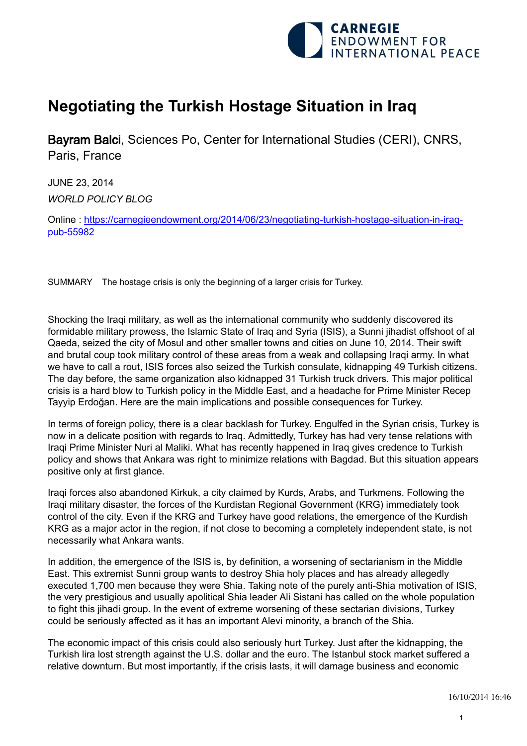# Negotiating the Turkish Hostage Situation in Iraq

Bayram Balci, Sciences Po, Center for International Studies (CERI), CNRS, Paris, France

JUNE 23, 2014

*WORLD POLICY BLOG*

Online : [https://carnegieendowment.org/2014/06/23/negotiating-turkish-hostage-situation-in-iraq-pub-55982](https://carnegieendowment.org/2014/06/23/negotiating-turkish-hostage-situation-in-iraq-pub-55982)

SUMMARY The hostage crisis is only the beginning of a larger crisis for Turkey.

Shocking the Iraqi military, as well as the international community who suddenly discovered its formidable military prowess, the Islamic State of Iraq and Syria (ISIS), a Sunni jihadist offshoot of al Qaeda, seized the city of Mosul and other smaller towns and cities on June 10, 2014. Their swift and brutal coup took military control of these areas from a weak and collapsing Iraqi army. In what we have to call a rout, ISIS forces also seized the Turkish consulate, kidnapping 49 Turkish citizens. The day before, the same organization also kidnapped 31 Turkish truck drivers. This major political crisis is a hard blow to Turkish policy in the Middle East, and a headache for Prime Minister Recep Tayyip Erdoğan. Here are the main implications and possible consequences for Turkey.

In terms of foreign policy, there is a clear backlash for Turkey. Engulfed in the Syrian crisis, Turkey is now in a delicate position with regards to Iraq. Admittedly, Turkey has had very tense relations with Iraqi Prime Minister Nuri al Maliki. What has recently happened in Iraq gives credence to Turkish policy and shows that Ankara was right to minimize relations with Bagdad. But this situation appears positive only at first glance.

Iraqi forces also abandoned Kirkuk, a city claimed by Kurds, Arabs, and Turkmens. Following the Iraqi military disaster, the forces of the Kurdistan Regional Government (KRG) immediately took control of the city. Even if the KRG and Turkey have good relations, the emergence of the Kurdish KRG as a major actor in the region, if not close to becoming a completely independent state, is not necessarily what Ankara wants.

In addition, the emergence of the ISIS is, by definition, a worsening of sectarianism in the Middle East. This extremist Sunni group wants to destroy Shia holy places and has already allegedly executed 1,700 men because they were Shia. Taking note of the purely anti-Shia motivation of ISIS, the very prestigious and usually apolitical Shia leader Ali Sistani has called on the whole population to fight this jihadi group. In the event of extreme worsening of these sectarian divisions, Turkey could be seriously affected as it has an important Alevi minority, a branch of the Shia.

The economic impact of this crisis could also seriously hurt Turkey. Just after the kidnapping, the Turkish lira lost strength against the U.S. dollar and the euro. The Istanbul stock market suffered a relative downturn. But most importantly, if the crisis lasts, it will damage business and economic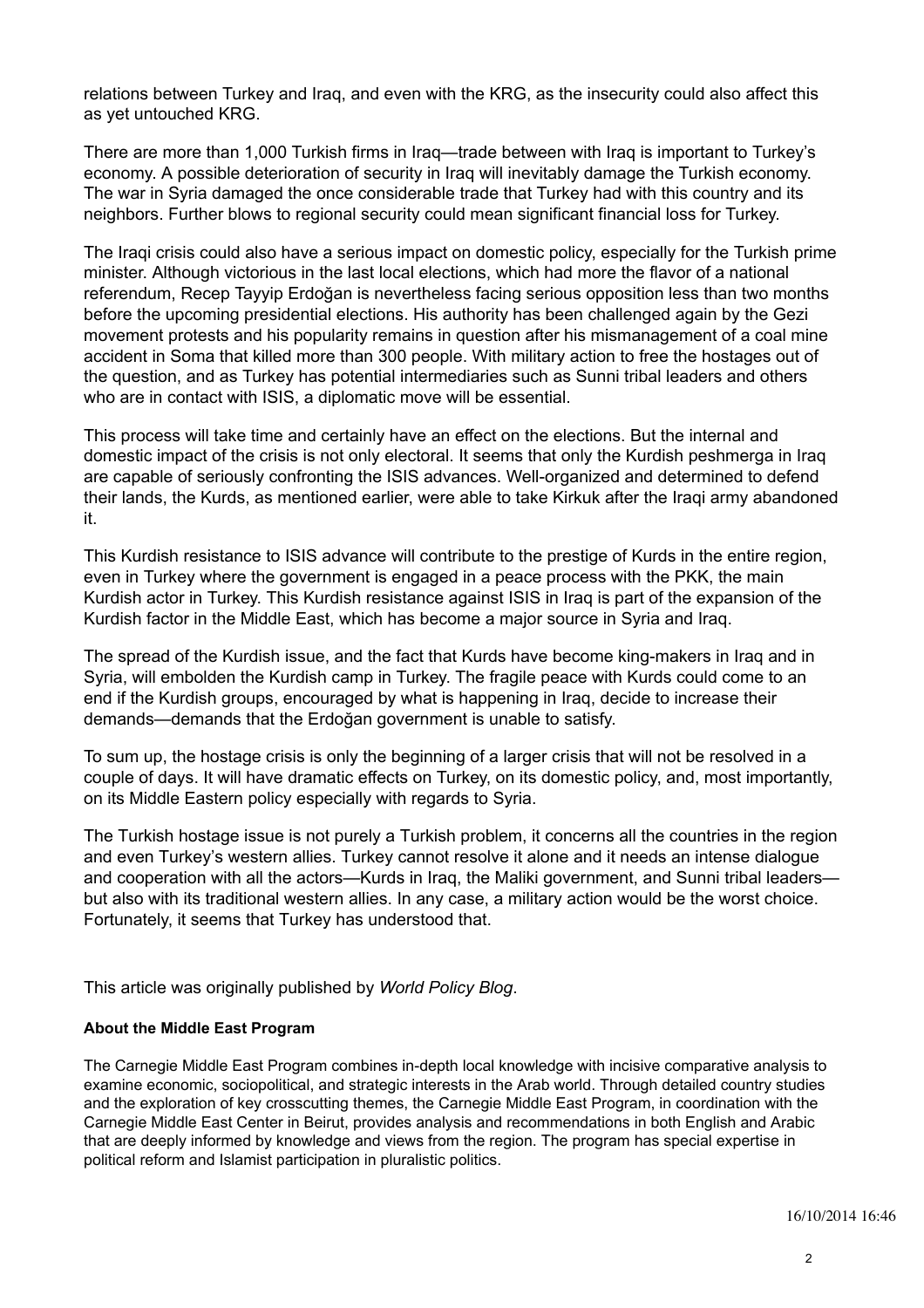relations between Turkey and Iraq, and even with the KRG, as the insecurity could also affect this as yet untouched KRG.

There are more than 1,000 Turkish firms in Iraq—trade between with Iraq is important to Turkey's economy. A possible deterioration of security in Iraq will inevitably damage the Turkish economy. The war in Syria damaged the once considerable trade that Turkey had with this country and its neighbors. Further blows to regional security could mean significant financial loss for Turkey.

The Iraqi crisis could also have a serious impact on domestic policy, especially for the Turkish prime minister. Although victorious in the last local elections, which had more the flavor of a national referendum, Recep Tayyip Erdoğan is nevertheless facing serious opposition less than two months before the upcoming presidential elections. His authority has been challenged again by the Gezi movement protests and his popularity remains in question after his mismanagement of a coal mine accident in Soma that killed more than 300 people. With military action to free the hostages out of the question, and as Turkey has potential intermediaries such as Sunni tribal leaders and others who are in contact with ISIS, a diplomatic move will be essential.

This process will take time and certainly have an effect on the elections. But the internal and domestic impact of the crisis is not only electoral. It seems that only the Kurdish peshmerga in Iraq are capable of seriously confronting the ISIS advances. Well-organized and determined to defend their lands, the Kurds, as mentioned earlier, were able to take Kirkuk after the Iraqi army abandoned it.

This Kurdish resistance to ISIS advance will contribute to the prestige of Kurds in the entire region, even in Turkey where the government is engaged in a peace process with the PKK, the main Kurdish actor in Turkey. This Kurdish resistance against ISIS in Iraq is part of the expansion of the Kurdish factor in the Middle East, which has become a major source in Syria and Iraq.

The spread of the Kurdish issue, and the fact that Kurds have become king-makers in Iraq and in Syria, will embolden the Kurdish camp in Turkey. The fragile peace with Kurds could come to an end if the Kurdish groups, encouraged by what is happening in Iraq, decide to increase their demands—demands that the Erdoğan government is unable to satisfy.

To sum up, the hostage crisis is only the beginning of a larger crisis that will not be resolved in a couple of days. It will have dramatic effects on Turkey, on its domestic policy, and, most importantly, on its Middle Eastern policy especially with regards to Syria.

The Turkish hostage issue is not purely a Turkish problem, it concerns all the countries in the region and even Turkey's western allies. Turkey cannot resolve it alone and it needs an intense dialogue and cooperation with all the actors—Kurds in Iraq, the Maliki government, and Sunni tribal leaders—but also with its traditional western allies. In any case, a military action would be the worst choice. Fortunately, it seems that Turkey has understood that.

This article was originally published by *World Policy Blog*.

**About the Middle East Program**

The Carnegie Middle East Program combines in-depth local knowledge with incisive comparative analysis to examine economic, sociopolitical, and strategic interests in the Arab world. Through detailed country studies and the exploration of key crosscutting themes, the Carnegie Middle East Program, in coordination with the Carnegie Middle East Center in Beirut, provides analysis and recommendations in both English and Arabic that are deeply informed by knowledge and views from the region. The program has special expertise in political reform and Islamist participation in pluralistic politics.